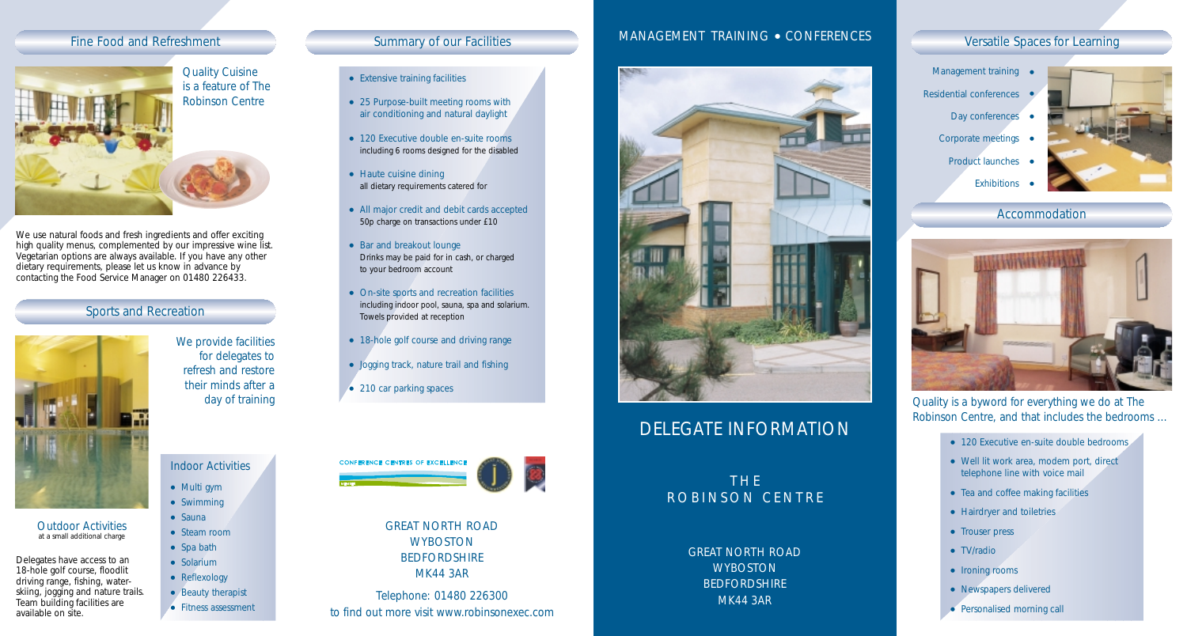## Fine Food and Refreshment

Quality Cuisine is a feature of The Robinson Centre

We use natural foods and fresh ingredients and offer exciting high quality menus, complemented by our impressive wine list. Vegetarian options are always available. If you have any other dietary requirements, please let us know in advance by contacting the Food Service Manager on 01480 226433.

## Sports and Recreation

We provide facilities for delegates to refresh and restore their minds after a day of training

### Outdoor Activities

at a small additional charge

Delegates have access to an 18-hole golf course, floodlit driving range, fishing, water-skiing, jogging and nature trails. Team building facilities are available on site.

### Indoor Activities

- Multi gym
- Swimming
- Sauna
- Steam room
- Spa bath
- Solarium
- Reflexology
- Beauty therapist
- Fitness assessment

## Summary of our Facilities

- Extensive training facilities
- 25 Purpose-built meeting rooms with air conditioning and natural daylight
- 120 Executive double en-suite rooms including 6 rooms designed for the disabled
- Haute cuisine dining all dietary requirements catered for
- All major credit and debit cards accepted 50p charge on transactions under £10
- Bar and breakout lounge Drinks may be paid for in cash, or charged to your bedroom account
- On-site sports and recreation facilities including indoor pool, sauna, spa and solarium. Towels provided at reception
- 18-hole golf course and driving range
- Jogging track, nature trail and fishing
- 210 car parking spaces

CONFERENCE CENTRES OF EXCELLENCE

GREAT NORTH ROAD
WYBOSTON
BEDFORDSHIRE
MK44 3AR

Telephone: 01480 226300
to find out more visit www.robinsonexec.com

MANAGEMENT TRAINING • CONFERENCES

# DELEGATE INFORMATION

## THE ROBINSON CENTRE

GREAT NORTH ROAD
WYBOSTON
BEDFORDSHIRE
MK44 3AR

## Versatile Spaces for Learning

- Management training
- Residential conferences
- Day conferences
- Corporate meetings
- Product launches
- Exhibitions

## Accommodation

Quality is a byword for everything we do at The Robinson Centre, and that includes the bedrooms ...

- 120 Executive en-suite double bedrooms
- Well lit work area, modem port, direct telephone line with voice mail
- Tea and coffee making facilities
- Hairdryer and toiletries
- Trouser press
- TV/radio
- Ironing rooms
- Newspapers delivered
- Personalised morning call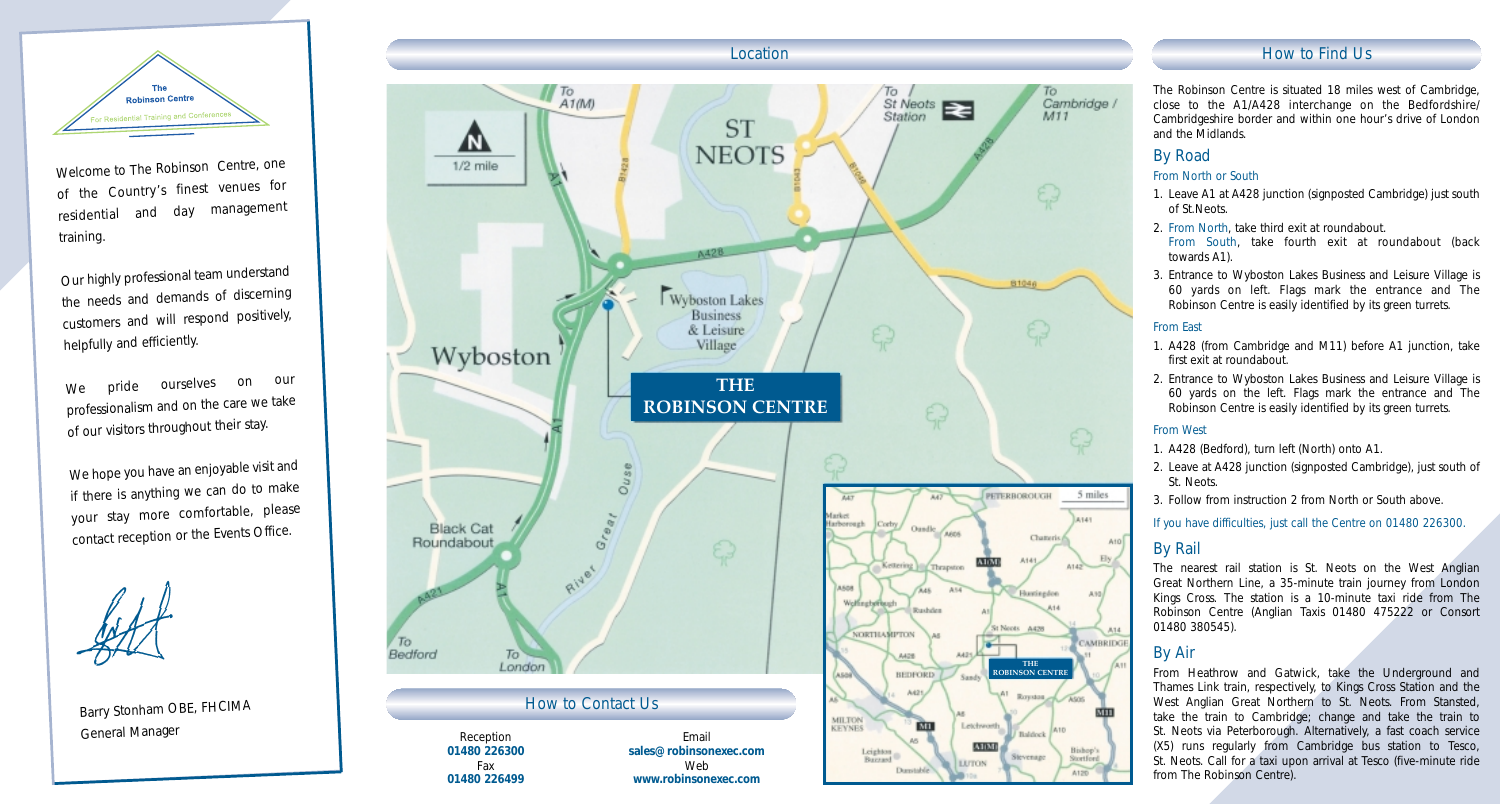The Robinson Centre

For Residential Training and Conferences

Welcome to The Robinson Centre, one of the Country's finest venues for residential and day management training.

Our highly professional team understand the needs and demands of discerning customers and will respond positively, helpfully and efficiently.

We pride ourselves on our professionalism and on the care we take of our visitors throughout their stay.

We hope you have an enjoyable visit and if there is anything we can do to make your stay more comfortable, please contact reception or the Events Office.

Barry Stonham OBE, FHCIMA
General Manager

## Location

To A1(M)

ST NEOTS

To St Neots Station

To Cambridge / M11

1/2 mile

Wyboston

Wyboston Lakes Business & Leisure Village

THE ROBINSON CENTRE

Black Cat Roundabout

River Great Ouse

To Bedford

To London

## How to Contact Us

Reception
**01480 226300**

Fax
**01480 226499**

Email
**sales@robinsonexec.com**

Web
**www.robinsonexec.com**

## How to Find Us

The Robinson Centre is situated 18 miles west of Cambridge, close to the A1/A428 interchange on the Bedfordshire/Cambridgeshire border and within one hour's drive of London and the Midlands.

### By Road

#### From North or South

1. Leave A1 at A428 junction (signposted Cambridge) just south of St.Neots.
2. From North, take third exit at roundabout.
   From South, take fourth exit at roundabout (back towards A1).
3. Entrance to Wyboston Lakes Business and Leisure Village is 60 yards on left. Flags mark the entrance and The Robinson Centre is easily identified by its green turrets.

#### From East

1. A428 (from Cambridge and M11) before A1 junction, take first exit at roundabout.
2. Entrance to Wyboston Lakes Business and Leisure Village is 60 yards on the left. Flags mark the entrance and The Robinson Centre is easily identified by its green turrets.

#### From West

1. A428 (Bedford), turn left (North) onto A1.
2. Leave at A428 junction (signposted Cambridge), just south of St. Neots.
3. Follow from instruction 2 from North or South above.

If you have difficulties, just call the Centre on 01480 226300.

### By Rail

The nearest rail station is St. Neots on the West Anglian Great Northern Line, a 35-minute train journey from London Kings Cross. The station is a 10-minute taxi ride from The Robinson Centre (Anglian Taxis 01480 475222 or Consort 01480 380545).

### By Air

From Heathrow and Gatwick, take the Underground and Thames Link train, respectively, to Kings Cross Station and the West Anglian Great Northern to St. Neots. From Stansted, take the train to Cambridge; change and take the train to St. Neots via Peterborough. Alternatively, a fast coach service (X5) runs regularly from Cambridge bus station to Tesco, St. Neots. Call for a taxi upon arrival at Tesco (five-minute ride from The Robinson Centre).